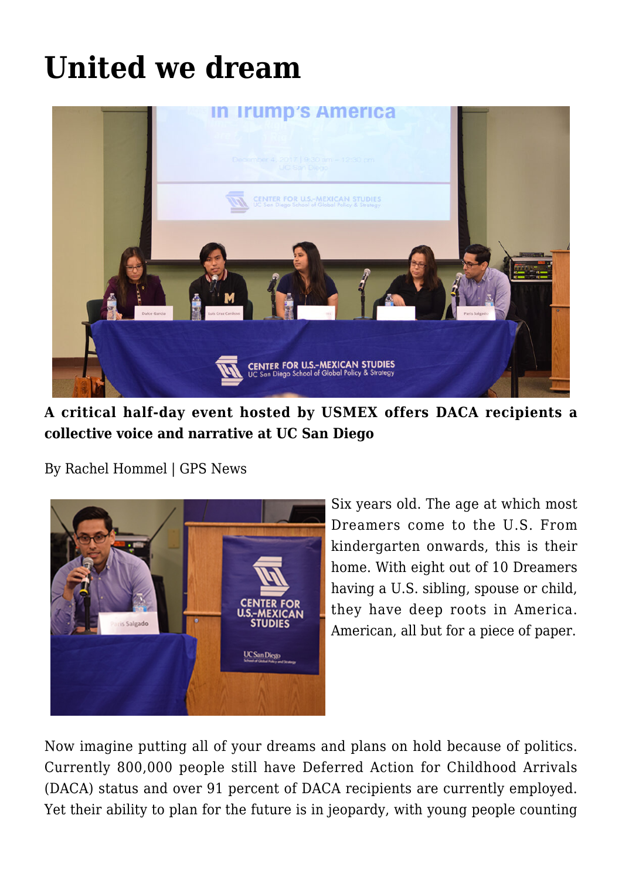# United we dream

**A critical half-day event hosted by USMEX offers DACA recipients a collective voice and narrative at UC San Diego**

By Rachel Hommel | GPS News

Six years old. The age at which most Dreamers come to the U.S. From kindergarten onwards, this is their home. With eight out of 10 Dreamers having a U.S. sibling, spouse or child, they have deep roots in America. American, all but for a piece of paper.

Now imagine putting all of your dreams and plans on hold because of politics. Currently 800,000 people still have Deferred Action for Childhood Arrivals (DACA) status and over 91 percent of DACA recipients are currently employed. Yet their ability to plan for the future is in jeopardy, with young people counting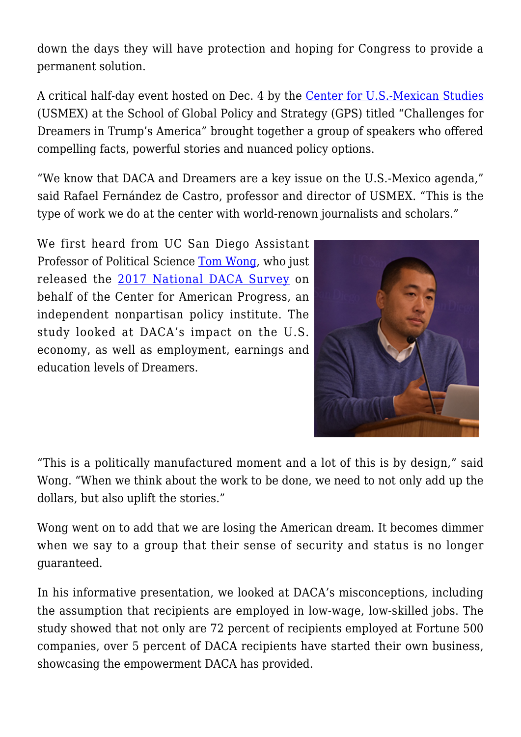down the days they will have protection and hoping for Congress to provide a permanent solution.

A critical half-day event hosted on Dec. 4 by the Center for U.S.-Mexican Studies (USMEX) at the School of Global Policy and Strategy (GPS) titled "Challenges for Dreamers in Trump's America" brought together a group of speakers who offered compelling facts, powerful stories and nuanced policy options.

"We know that DACA and Dreamers are a key issue on the U.S.-Mexico agenda," said Rafael Fernández de Castro, professor and director of USMEX. "This is the type of work we do at the center with world-renown journalists and scholars."

We first heard from UC San Diego Assistant Professor of Political Science Tom Wong, who just released the 2017 National DACA Survey on behalf of the Center for American Progress, an independent nonpartisan policy institute. The study looked at DACA's impact on the U.S. economy, as well as employment, earnings and education levels of Dreamers.

"This is a politically manufactured moment and a lot of this is by design," said Wong. "When we think about the work to be done, we need to not only add up the dollars, but also uplift the stories."

Wong went on to add that we are losing the American dream. It becomes dimmer when we say to a group that their sense of security and status is no longer guaranteed.

In his informative presentation, we looked at DACA's misconceptions, including the assumption that recipients are employed in low-wage, low-skilled jobs. The study showed that not only are 72 percent of recipients employed at Fortune 500 companies, over 5 percent of DACA recipients have started their own business, showcasing the empowerment DACA has provided.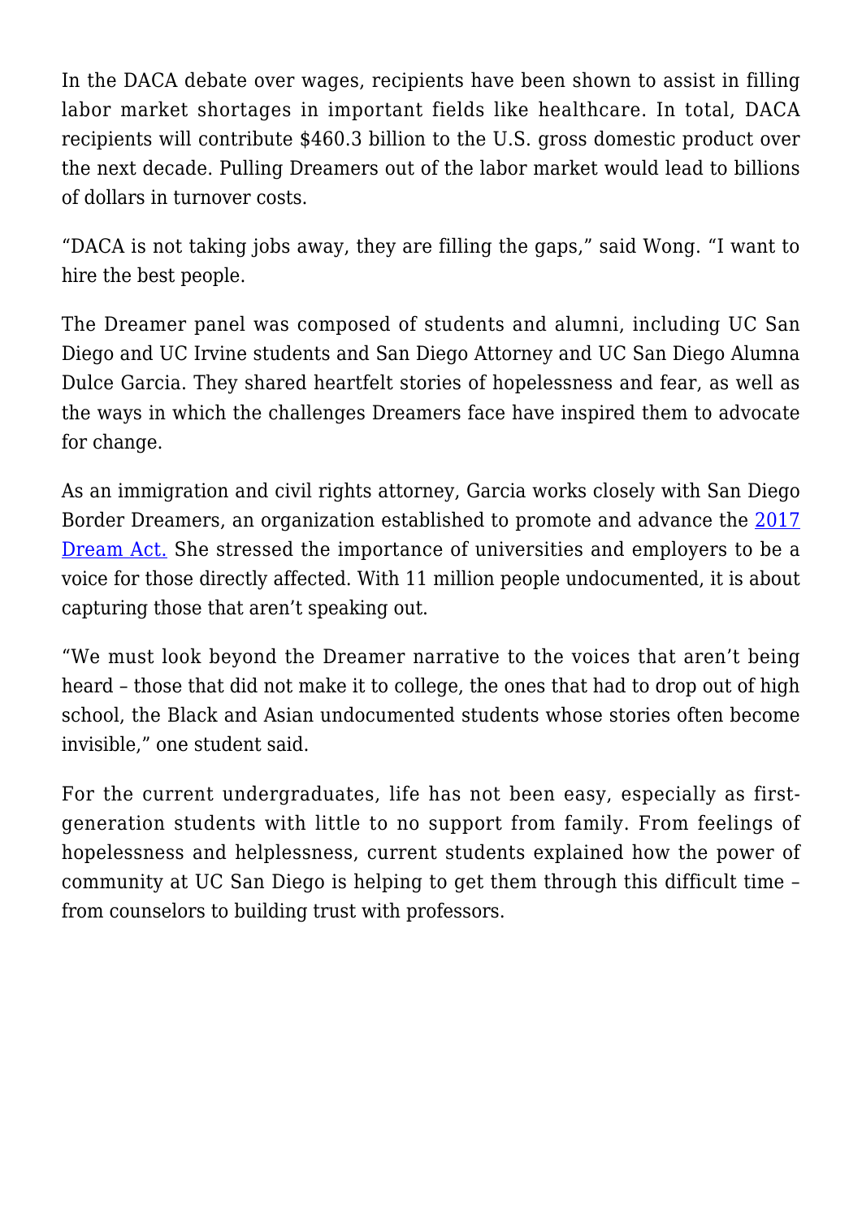In the DACA debate over wages, recipients have been shown to assist in filling labor market shortages in important fields like healthcare. In total, DACA recipients will contribute $460.3 billion to the U.S. gross domestic product over the next decade. Pulling Dreamers out of the labor market would lead to billions of dollars in turnover costs.

“DACA is not taking jobs away, they are filling the gaps,” said Wong. “I want to hire the best people.

The Dreamer panel was composed of students and alumni, including UC San Diego and UC Irvine students and San Diego Attorney and UC San Diego Alumna Dulce Garcia. They shared heartfelt stories of hopelessness and fear, as well as the ways in which the challenges Dreamers face have inspired them to advocate for change.

As an immigration and civil rights attorney, Garcia works closely with San Diego Border Dreamers, an organization established to promote and advance the 2017 Dream Act. She stressed the importance of universities and employers to be a voice for those directly affected. With 11 million people undocumented, it is about capturing those that aren’t speaking out.

“We must look beyond the Dreamer narrative to the voices that aren’t being heard – those that did not make it to college, the ones that had to drop out of high school, the Black and Asian undocumented students whose stories often become invisible,” one student said.

For the current undergraduates, life has not been easy, especially as first-generation students with little to no support from family. From feelings of hopelessness and helplessness, current students explained how the power of community at UC San Diego is helping to get them through this difficult time – from counselors to building trust with professors.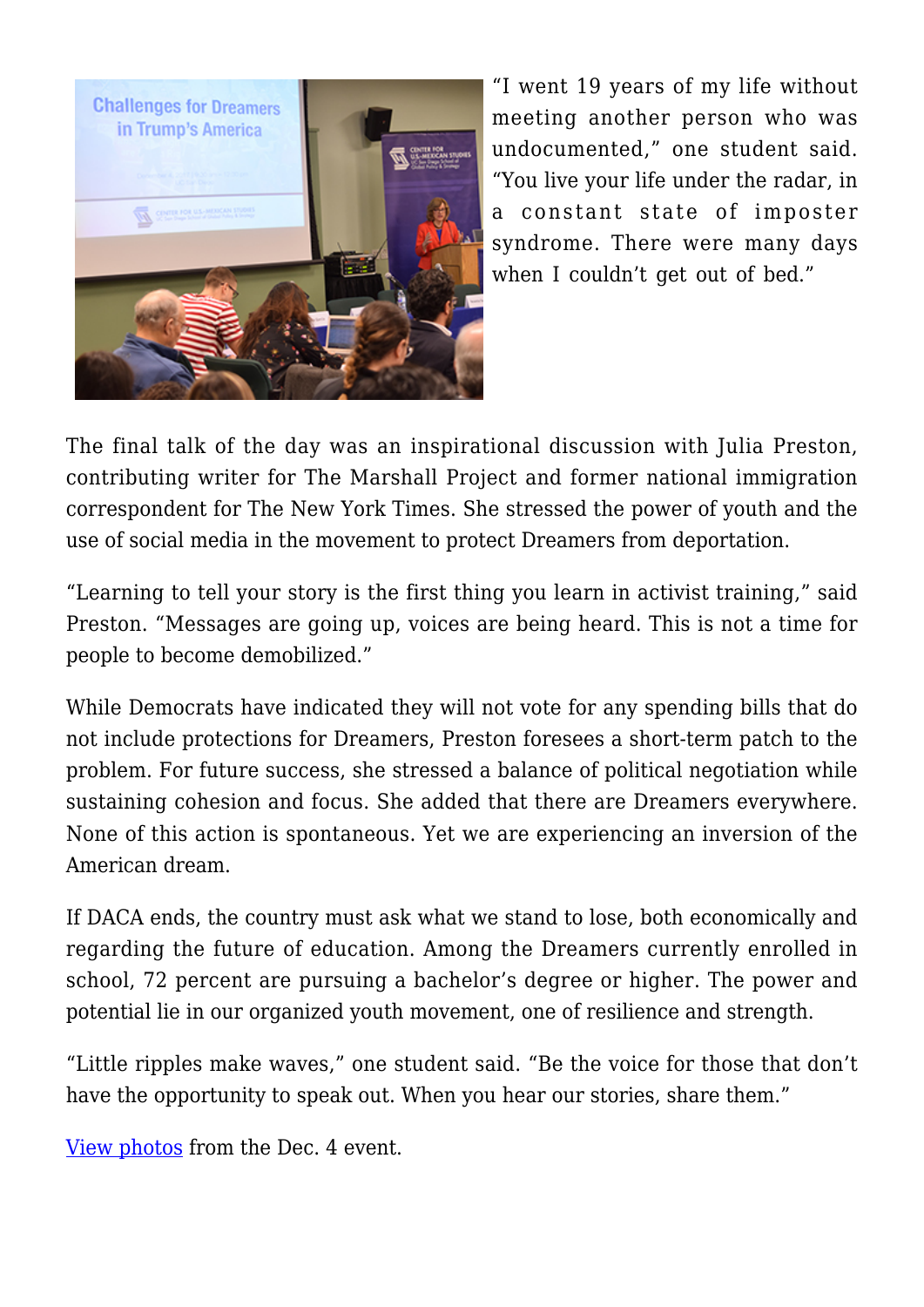"I went 19 years of my life without meeting another person who was undocumented," one student said. "You live your life under the radar, in a constant state of imposter syndrome. There were many days when I couldn't get out of bed."

The final talk of the day was an inspirational discussion with Julia Preston, contributing writer for The Marshall Project and former national immigration correspondent for The New York Times. She stressed the power of youth and the use of social media in the movement to protect Dreamers from deportation.

"Learning to tell your story is the first thing you learn in activist training," said Preston. "Messages are going up, voices are being heard. This is not a time for people to become demobilized."

While Democrats have indicated they will not vote for any spending bills that do not include protections for Dreamers, Preston foresees a short-term patch to the problem. For future success, she stressed a balance of political negotiation while sustaining cohesion and focus. She added that there are Dreamers everywhere. None of this action is spontaneous. Yet we are experiencing an inversion of the American dream.

If DACA ends, the country must ask what we stand to lose, both economically and regarding the future of education. Among the Dreamers currently enrolled in school, 72 percent are pursuing a bachelor's degree or higher. The power and potential lie in our organized youth movement, one of resilience and strength.

"Little ripples make waves," one student said. "Be the voice for those that don't have the opportunity to speak out. When you hear our stories, share them."

[View photos](#) from the Dec. 4 event.